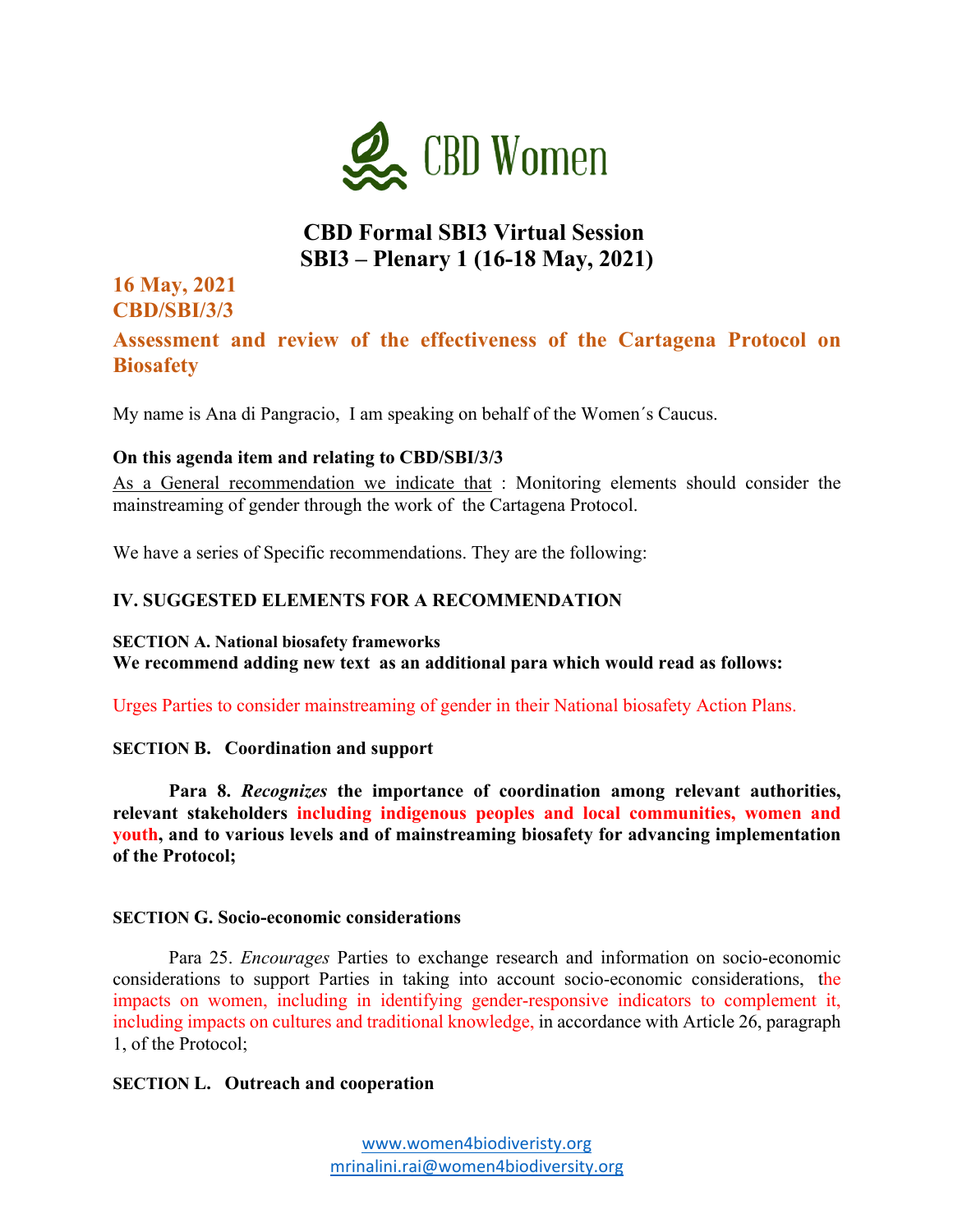CBD Women

# CBD Formal SBI3 Virtual Session
# SBI3 – Plenary 1 (16-18 May, 2021)

## 16 May, 2021
## CBD/SBI/3/3

## Assessment and review of the effectiveness of the Cartagena Protocol on Biosafety

My name is Ana di Pangracio, I am speaking on behalf of the Women´s Caucus.

**On this agenda item and relating to CBD/SBI/3/3**

As a General recommendation we indicate that : Monitoring elements should consider the mainstreaming of gender through the work of the Cartagena Protocol.

We have a series of Specific recommendations. They are the following:

### IV. SUGGESTED ELEMENTS FOR A RECOMMENDATION

**SECTION A. National biosafety frameworks**
**We recommend adding new text as an additional para which would read as follows:**

Urges Parties to consider mainstreaming of gender in their National biosafety Action Plans.

**SECTION B. Coordination and support**

**Para 8. *Recognizes* the importance of coordination among relevant authorities, relevant stakeholders including indigenous peoples and local communities, women and youth, and to various levels and of mainstreaming biosafety for advancing implementation of the Protocol;**

**SECTION G. Socio-economic considerations**

Para 25. *Encourages* Parties to exchange research and information on socio-economic considerations to support Parties in taking into account socio-economic considerations, the impacts on women, including in identifying gender-responsive indicators to complement it, including impacts on cultures and traditional knowledge, in accordance with Article 26, paragraph 1, of the Protocol;

**SECTION L. Outreach and cooperation**

www.women4biodiveristy.org
mrinalini.rai@women4biodiversity.org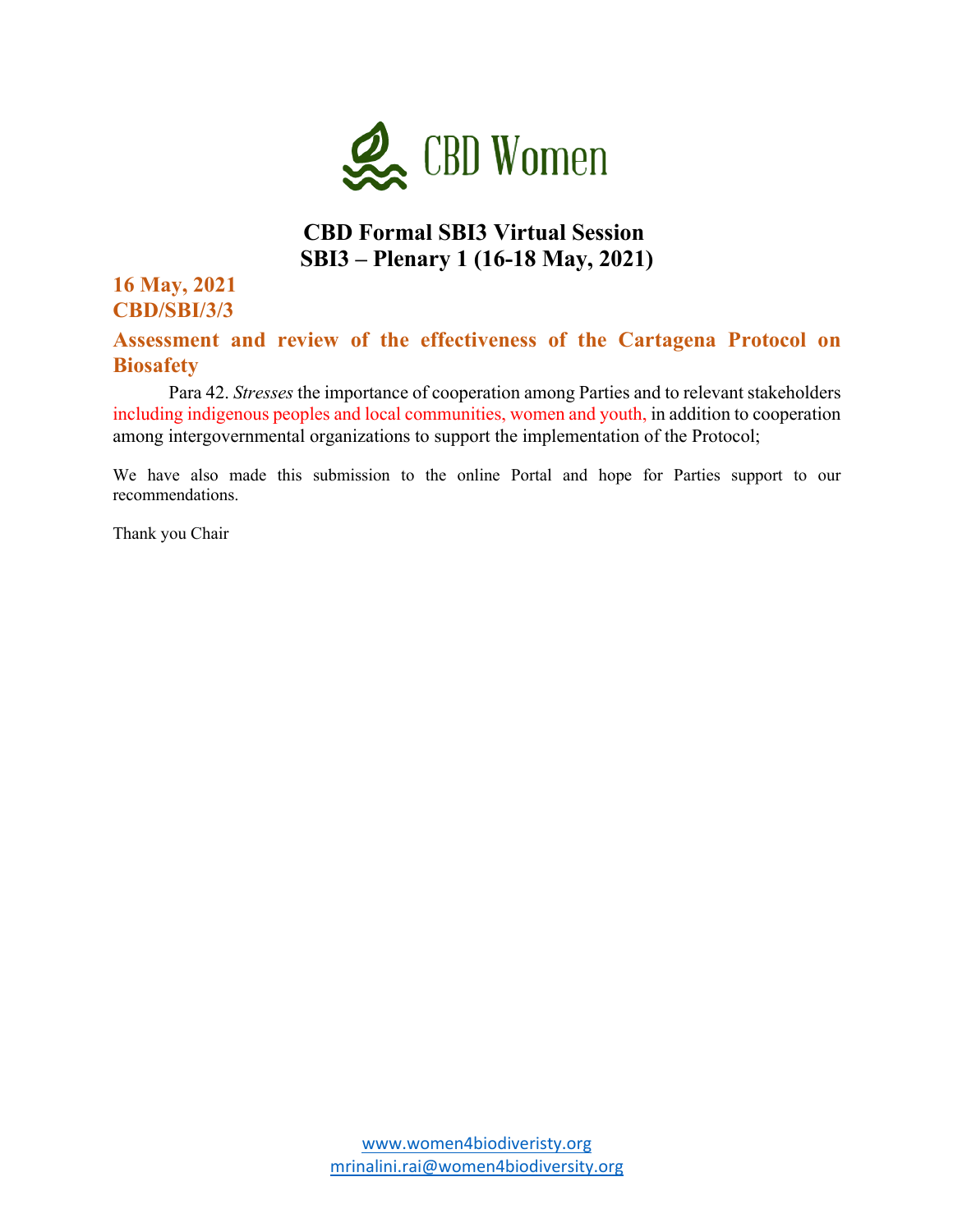CBD Women

# CBD Formal SBI3 Virtual Session
# SBI3 – Plenary 1 (16-18 May, 2021)

## 16 May, 2021
## CBD/SBI/3/3

## Assessment and review of the effectiveness of the Cartagena Protocol on Biosafety

Para 42. *Stresses* the importance of cooperation among Parties and to relevant stakeholders including indigenous peoples and local communities, women and youth, in addition to cooperation among intergovernmental organizations to support the implementation of the Protocol;

We have also made this submission to the online Portal and hope for Parties support to our recommendations.

Thank you Chair

www.women4biodiveristy.org
mrinalini.rai@women4biodiversity.org